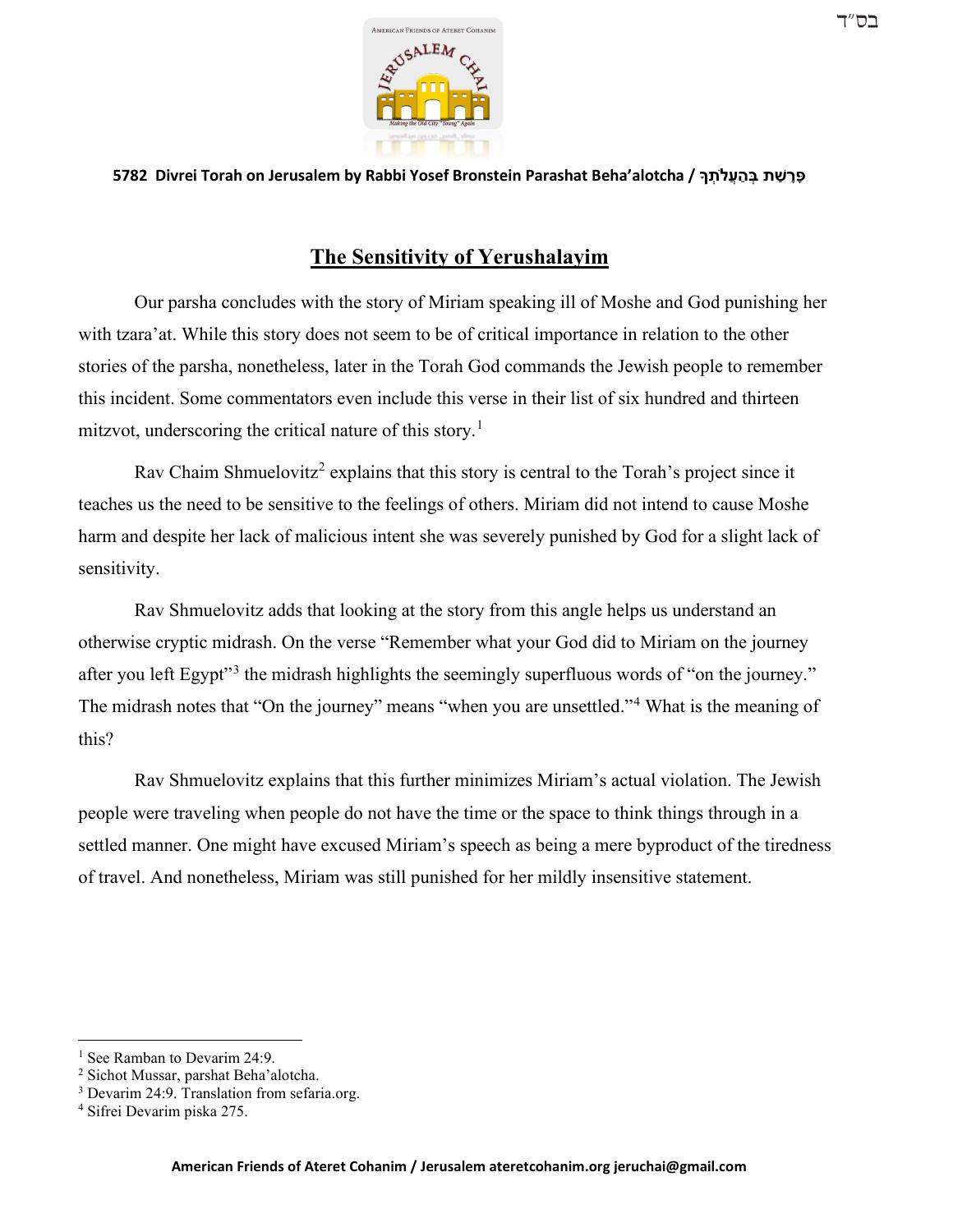בס"ד

**5782 Divrei Torah on Jerusalem by Rabbi Yosef Bronstein Parashat Beha'alotcha / פָּרָשַׁת בְּהַעֲלֹתְךָ**

# The Sensitivity of Yerushalayim

Our parsha concludes with the story of Miriam speaking ill of Moshe and God punishing her with tzara'at. While this story does not seem to be of critical importance in relation to the other stories of the parsha, nonetheless, later in the Torah God commands the Jewish people to remember this incident. Some commentators even include this verse in their list of six hundred and thirteen mitzvot, underscoring the critical nature of this story.[1]

Rav Chaim Shmuelovitz[2] explains that this story is central to the Torah's project since it teaches us the need to be sensitive to the feelings of others. Miriam did not intend to cause Moshe harm and despite her lack of malicious intent she was severely punished by God for a slight lack of sensitivity.

Rav Shmuelovitz adds that looking at the story from this angle helps us understand an otherwise cryptic midrash. On the verse "Remember what your God did to Miriam on the journey after you left Egypt"[3] the midrash highlights the seemingly superfluous words of "on the journey." The midrash notes that "On the journey" means "when you are unsettled."[4] What is the meaning of this?

Rav Shmuelovitz explains that this further minimizes Miriam's actual violation. The Jewish people were traveling when people do not have the time or the space to think things through in a settled manner. One might have excused Miriam's speech as being a mere byproduct of the tiredness of travel. And nonetheless, Miriam was still punished for her mildly insensitive statement.

---

[1] See Ramban to Devarim 24:9.

[2] Sichot Mussar, parshat Beha'alotcha.

[3] Devarim 24:9. Translation from sefaria.org.

[4] Sifrei Devarim piska 275.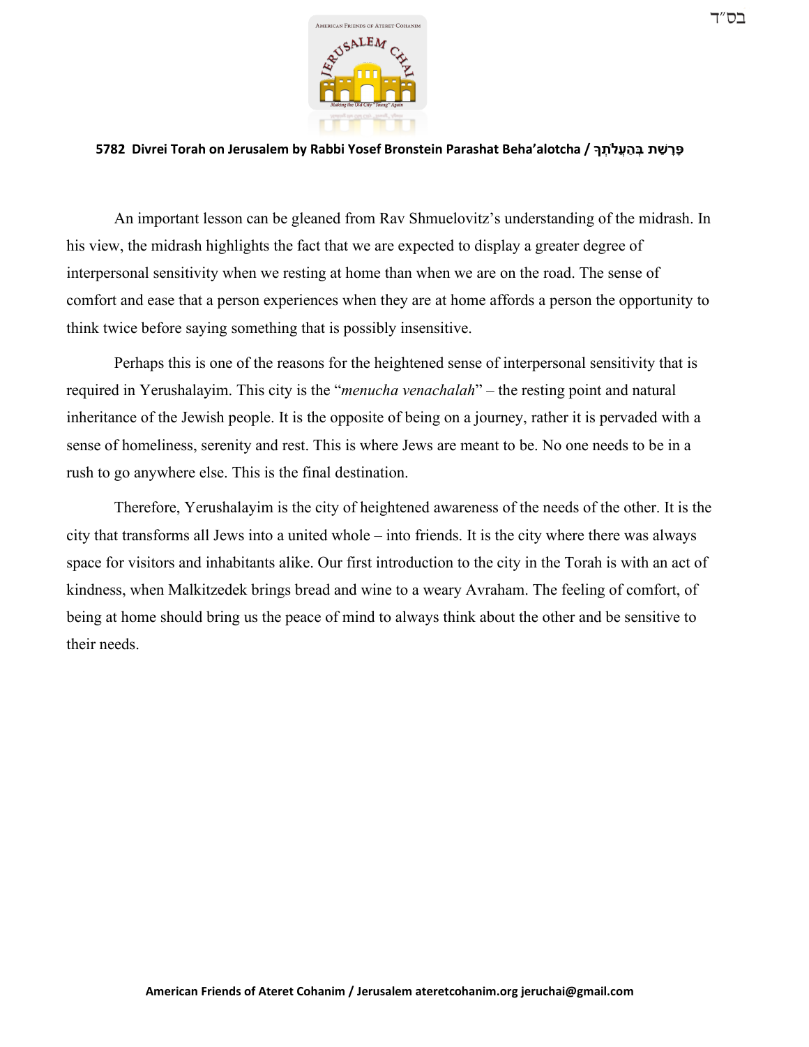An important lesson can be gleaned from Rav Shmuelovitz's understanding of the midrash. In his view, the midrash highlights the fact that we are expected to display a greater degree of interpersonal sensitivity when we resting at home than when we are on the road. The sense of comfort and ease that a person experiences when they are at home affords a person the opportunity to think twice before saying something that is possibly insensitive.

Perhaps this is one of the reasons for the heightened sense of interpersonal sensitivity that is required in Yerushalayim. This city is the "*menucha venachalah*" – the resting point and natural inheritance of the Jewish people. It is the opposite of being on a journey, rather it is pervaded with a sense of homeliness, serenity and rest. This is where Jews are meant to be. No one needs to be in a rush to go anywhere else. This is the final destination.

Therefore, Yerushalayim is the city of heightened awareness of the needs of the other. It is the city that transforms all Jews into a united whole – into friends. It is the city where there was always space for visitors and inhabitants alike. Our first introduction to the city in the Torah is with an act of kindness, when Malkitzedek brings bread and wine to a weary Avraham. The feeling of comfort, of being at home should bring us the peace of mind to always think about the other and be sensitive to their needs.